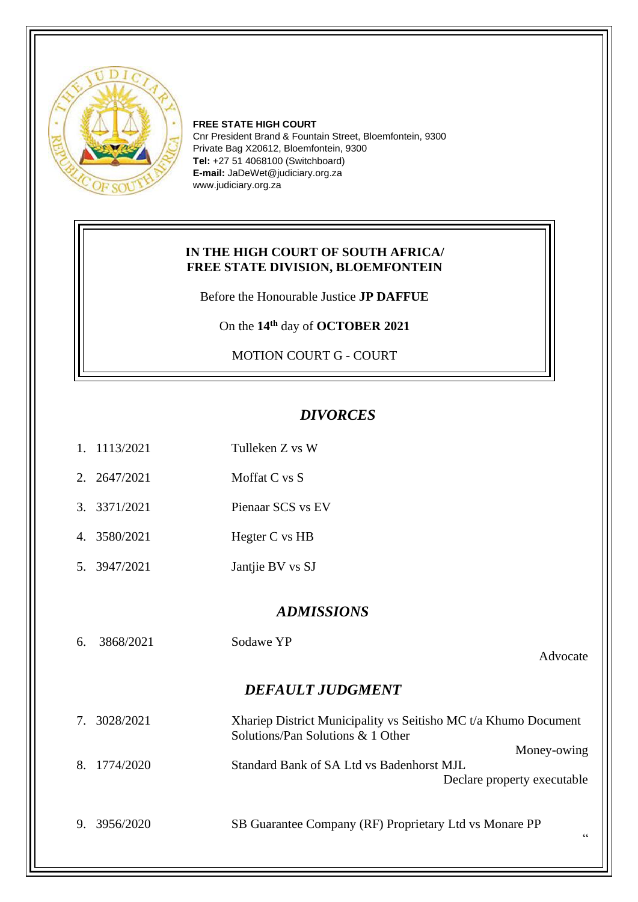**FREE STATE HIGH COURT**
Cnr President Brand & Fountain Street, Bloemfontein, 9300
Private Bag X20612, Bloemfontein, 9300
**Tel:** +27 51 4068100 (Switchboard)
**E-mail:** JaDeWet@judiciary.org.za
www.judiciary.org.za

**IN THE HIGH COURT OF SOUTH AFRICA/**
**FREE STATE DIVISION, BLOEMFONTEIN**

Before the Honourable Justice **JP DAFFUE**

On the **14th** day of **OCTOBER 2021**

MOTION COURT G - COURT

## *DIVORCES*

1. 1113/2021 Tulleken Z vs W
2. 2647/2021 Moffat C vs S
3. 3371/2021 Pienaar SCS vs EV
4. 3580/2021 Hegter C vs HB
5. 3947/2021 Jantjie BV vs SJ

## *ADMISSIONS*

6. 3868/2021 Sodawe YP

Advocate

## *DEFAULT JUDGMENT*

7. 3028/2021 Xhariep District Municipality vs Seitisho MC t/a Khumo Document Solutions/Pan Solutions & 1 Other

Money-owing

8. 1774/2020 Standard Bank of SA Ltd vs Badenhorst MJL

Declare property executable

9. 3956/2020 SB Guarantee Company (RF) Proprietary Ltd vs Monare PP

"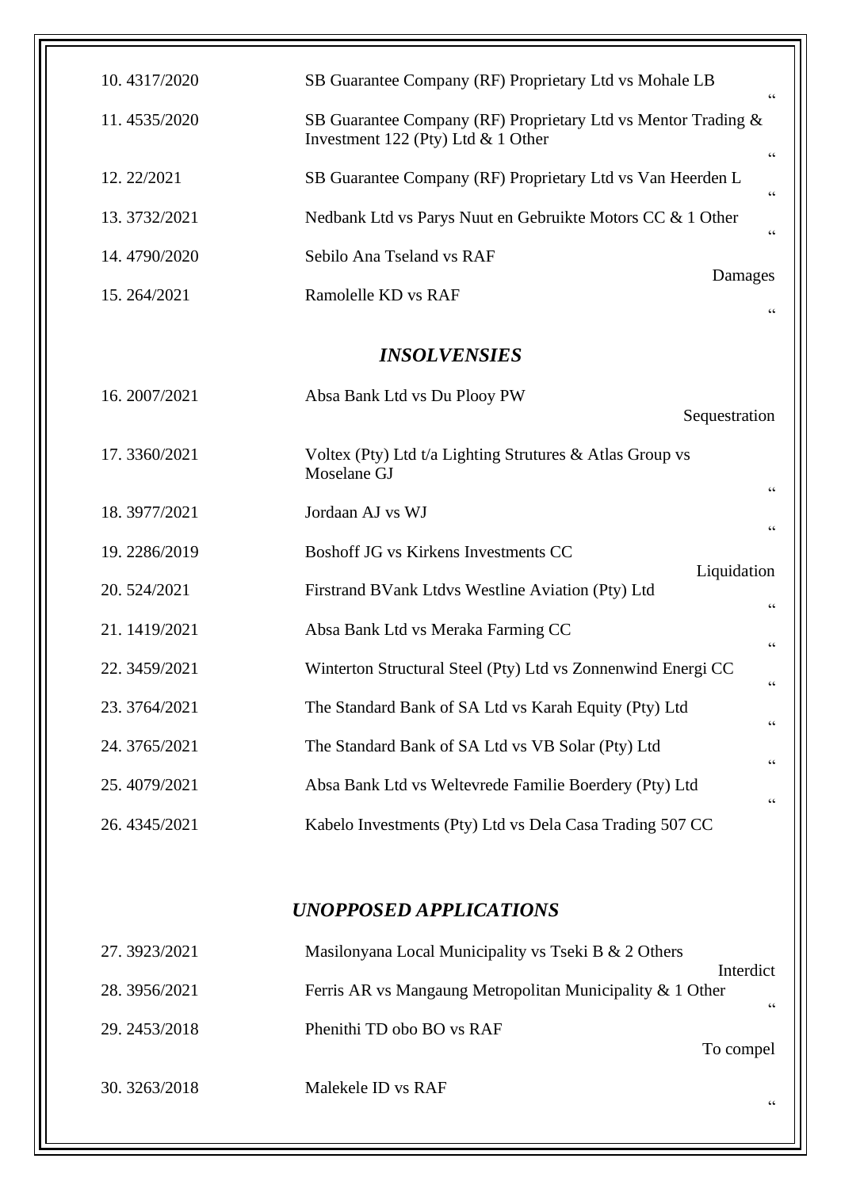| | | |
|---|---|---|
| 10. 4317/2020 | SB Guarantee Company (RF) Proprietary Ltd vs Mohale LB | “ |
| 11. 4535/2020 | SB Guarantee Company (RF) Proprietary Ltd vs Mentor Trading & Investment 122 (Pty) Ltd & 1 Other | “ |
| 12. 22/2021 | SB Guarantee Company (RF) Proprietary Ltd vs Van Heerden L | “ |
| 13. 3732/2021 | Nedbank Ltd vs Parys Nuut en Gebruikte Motors CC & 1 Other | “ |
| 14. 4790/2020 | Sebilo Ana Tseland vs RAF | Damages |
| 15. 264/2021 | Ramolelle KD vs RAF | “ |

## *INSOLVENSIES*

| | | |
|---|---|---|
| 16. 2007/2021 | Absa Bank Ltd vs Du Plooy PW | Sequestration |
| 17. 3360/2021 | Voltex (Pty) Ltd t/a Lighting Strutures & Atlas Group vs Moselane GJ | “ |
| 18. 3977/2021 | Jordaan AJ vs WJ | “ |
| 19. 2286/2019 | Boshoff JG vs Kirkens Investments CC | Liquidation |
| 20. 524/2021 | Firstrand BVank Ltdvs Westline Aviation (Pty) Ltd | “ |
| 21. 1419/2021 | Absa Bank Ltd vs Meraka Farming CC | “ |
| 22. 3459/2021 | Winterton Structural Steel (Pty) Ltd vs Zonnenwind Energi CC | “ |
| 23. 3764/2021 | The Standard Bank of SA Ltd vs Karah Equity (Pty) Ltd | “ |
| 24. 3765/2021 | The Standard Bank of SA Ltd vs VB Solar (Pty) Ltd | “ |
| 25. 4079/2021 | Absa Bank Ltd vs Weltevrede Familie Boerdery (Pty) Ltd | “ |
| 26. 4345/2021 | Kabelo Investments (Pty) Ltd vs Dela Casa Trading 507 CC | |

## *UNOPPOSED APPLICATIONS*

| | | |
|---|---|---|
| 27. 3923/2021 | Masilonyana Local Municipality vs Tseki B & 2 Others | Interdict |
| 28. 3956/2021 | Ferris AR vs Mangaung Metropolitan Municipality & 1 Other | “ |
| 29. 2453/2018 | Phenithi TD obo BO vs RAF | To compel |
| 30. 3263/2018 | Malekele ID vs RAF | “ |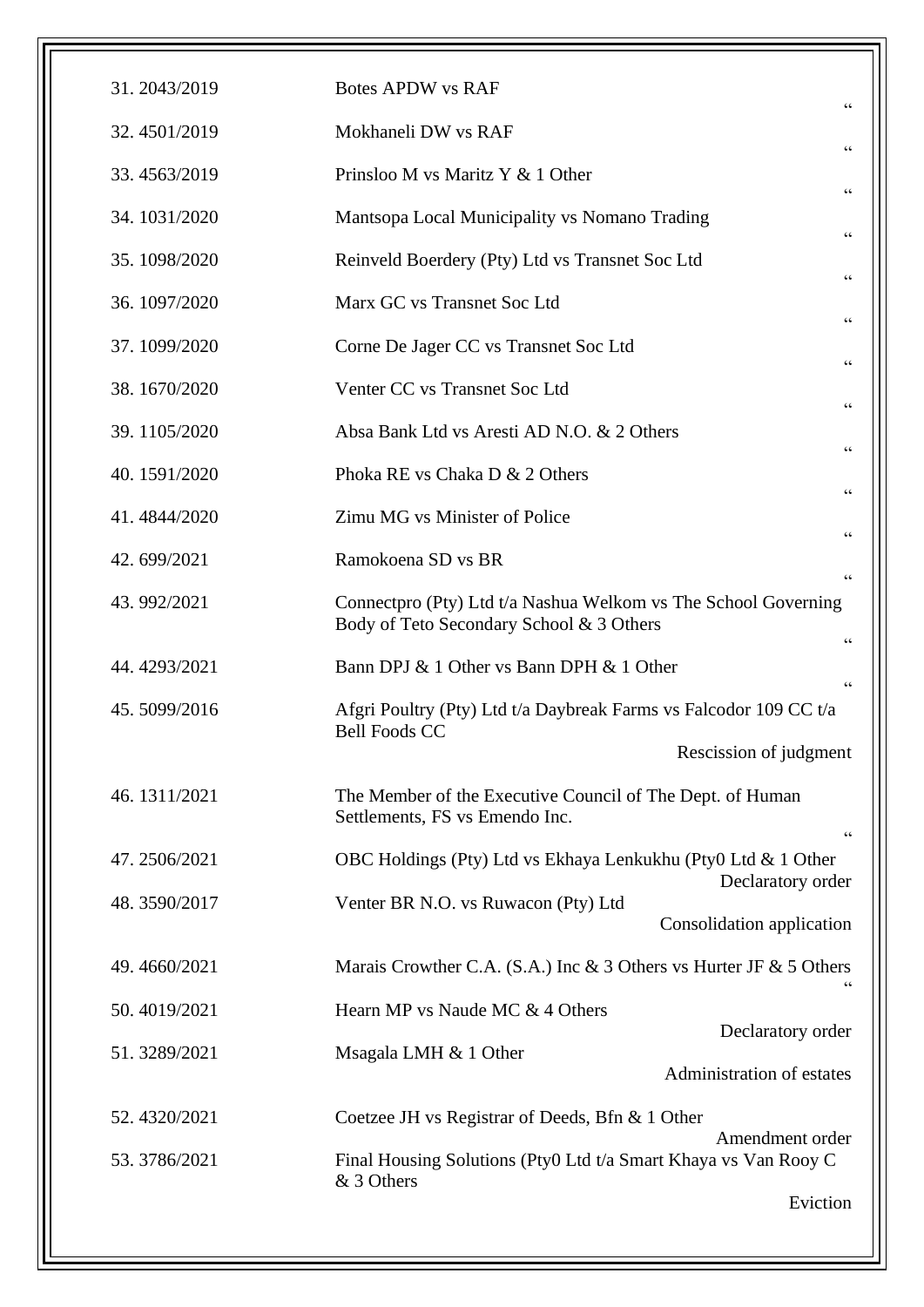| | | | |
|---|---|---|---|
| 31. | 2043/2019 | Botes APDW vs RAF | " |
| 32. | 4501/2019 | Mokhaneli DW vs RAF | " |
| 33. | 4563/2019 | Prinsloo M vs Maritz Y & 1 Other | " |
| 34. | 1031/2020 | Mantsopa Local Municipality vs Nomano Trading | " |
| 35. | 1098/2020 | Reinveld Boerdery (Pty) Ltd vs Transnet Soc Ltd | " |
| 36. | 1097/2020 | Marx GC vs Transnet Soc Ltd | " |
| 37. | 1099/2020 | Corne De Jager CC vs Transnet Soc Ltd | " |
| 38. | 1670/2020 | Venter CC vs Transnet Soc Ltd | " |
| 39. | 1105/2020 | Absa Bank Ltd vs Aresti AD N.O. & 2 Others | " |
| 40. | 1591/2020 | Phoka RE vs Chaka D & 2 Others | " |
| 41. | 4844/2020 | Zimu MG vs Minister of Police | " |
| 42. | 699/2021 | Ramokoena SD vs BR | " |
| 43. | 992/2021 | Connectpro (Pty) Ltd t/a Nashua Welkom vs The School Governing Body of Teto Secondary School & 3 Others | " |
| 44. | 4293/2021 | Bann DPJ & 1 Other vs Bann DPH & 1 Other | " |
| 45. | 5099/2016 | Afgri Poultry (Pty) Ltd t/a Daybreak Farms vs Falcodor 109 CC t/a Bell Foods CC | Rescission of judgment |
| 46. | 1311/2021 | The Member of the Executive Council of The Dept. of Human Settlements, FS vs Emendo Inc. | " |
| 47. | 2506/2021 | OBC Holdings (Pty) Ltd vs Ekhaya Lenkukhu (Pty0 Ltd & 1 Other | Declaratory order |
| 48. | 3590/2017 | Venter BR N.O. vs Ruwacon (Pty) Ltd | Consolidation application |
| 49. | 4660/2021 | Marais Crowther C.A. (S.A.) Inc & 3 Others vs Hurter JF & 5 Others | " |
| 50. | 4019/2021 | Hearn MP vs Naude MC & 4 Others | Declaratory order |
| 51. | 3289/2021 | Msagala LMH & 1 Other | Administration of estates |
| 52. | 4320/2021 | Coetzee JH vs Registrar of Deeds, Bfn & 1 Other | Amendment order |
| 53. | 3786/2021 | Final Housing Solutions (Pty0 Ltd t/a Smart Khaya vs Van Rooy C & 3 Others | Eviction |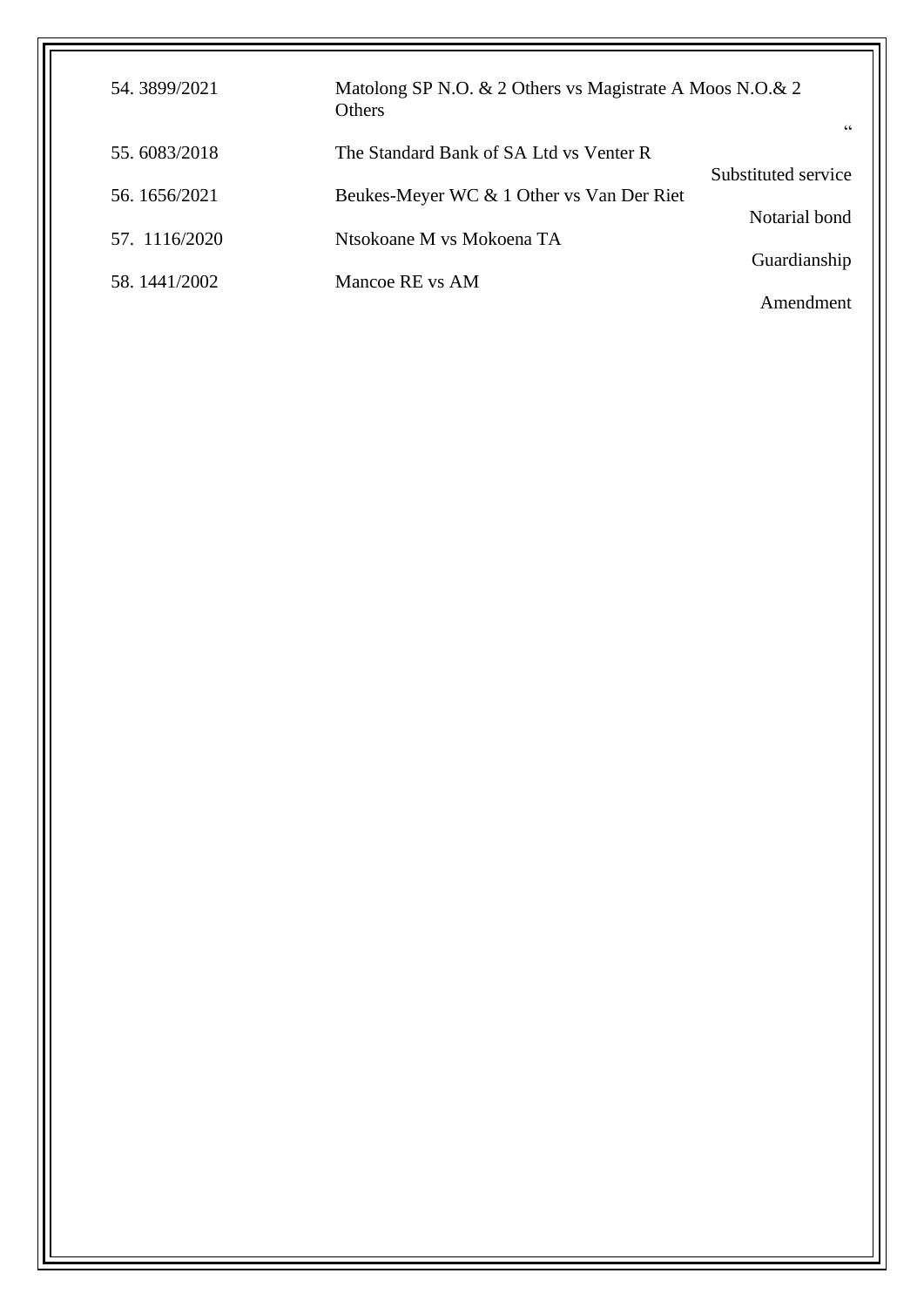| | | |
|---|---|---|
| 54. 3899/2021 | Matolong SP N.O. & 2 Others vs Magistrate A Moos N.O.& 2 Others | “ |
| 55. 6083/2018 | The Standard Bank of SA Ltd vs Venter R | Substituted service |
| 56. 1656/2021 | Beukes-Meyer WC & 1 Other vs Van Der Riet | Notarial bond |
| 57. 1116/2020 | Ntsokoane M vs Mokoena TA | Guardianship |
| 58. 1441/2002 | Mancoe RE vs AM | Amendment |